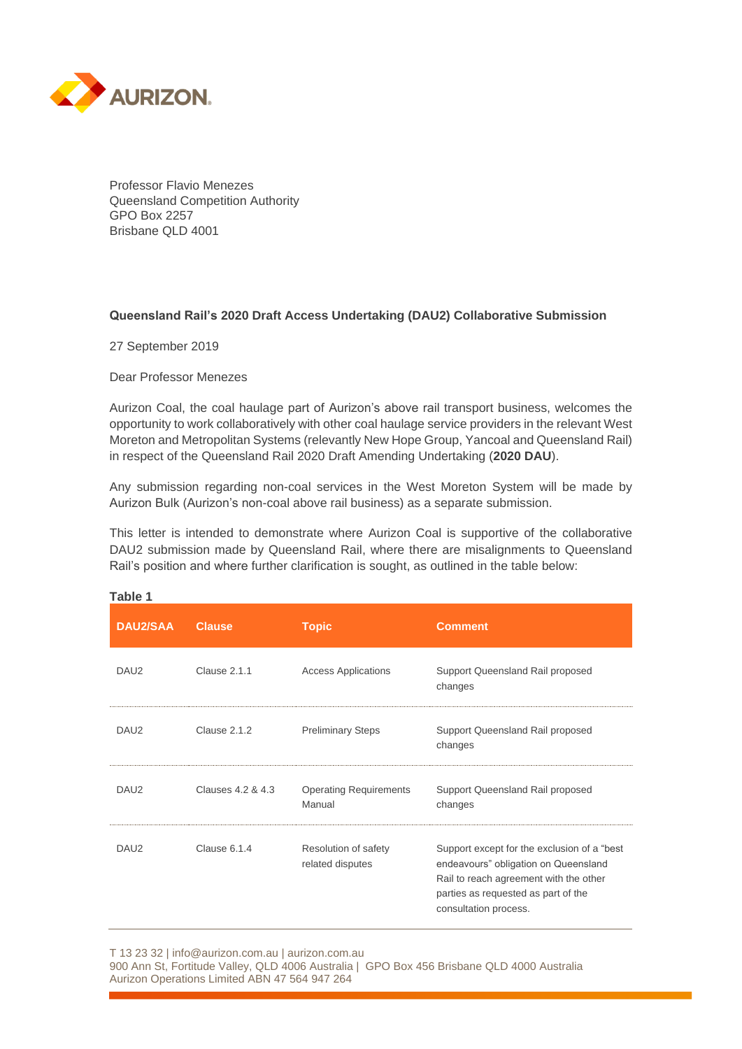Professor Flavio Menezes
Queensland Competition Authority
GPO Box 2257
Brisbane QLD 4001

**Queensland Rail's 2020 Draft Access Undertaking (DAU2) Collaborative Submission**

27 September 2019

Dear Professor Menezes

Aurizon Coal, the coal haulage part of Aurizon's above rail transport business, welcomes the opportunity to work collaboratively with other coal haulage service providers in the relevant West Moreton and Metropolitan Systems (relevantly New Hope Group, Yancoal and Queensland Rail) in respect of the Queensland Rail 2020 Draft Amending Undertaking (**2020 DAU**).

Any submission regarding non-coal services in the West Moreton System will be made by Aurizon Bulk (Aurizon's non-coal above rail business) as a separate submission.

This letter is intended to demonstrate where Aurizon Coal is supportive of the collaborative DAU2 submission made by Queensland Rail, where there are misalignments to Queensland Rail's position and where further clarification is sought, as outlined in the table below:

**Table 1**

| DAU2/SAA | Clause | Topic | Comment |
|---|---|---|---|
| DAU2 | Clause 2.1.1 | Access Applications | Support Queensland Rail proposed changes |
| DAU2 | Clause 2.1.2 | Preliminary Steps | Support Queensland Rail proposed changes |
| DAU2 | Clauses 4.2 & 4.3 | Operating Requirements Manual | Support Queensland Rail proposed changes |
| DAU2 | Clause 6.1.4 | Resolution of safety related disputes | Support except for the exclusion of a "best endeavours" obligation on Queensland Rail to reach agreement with the other parties as requested as part of the consultation process. |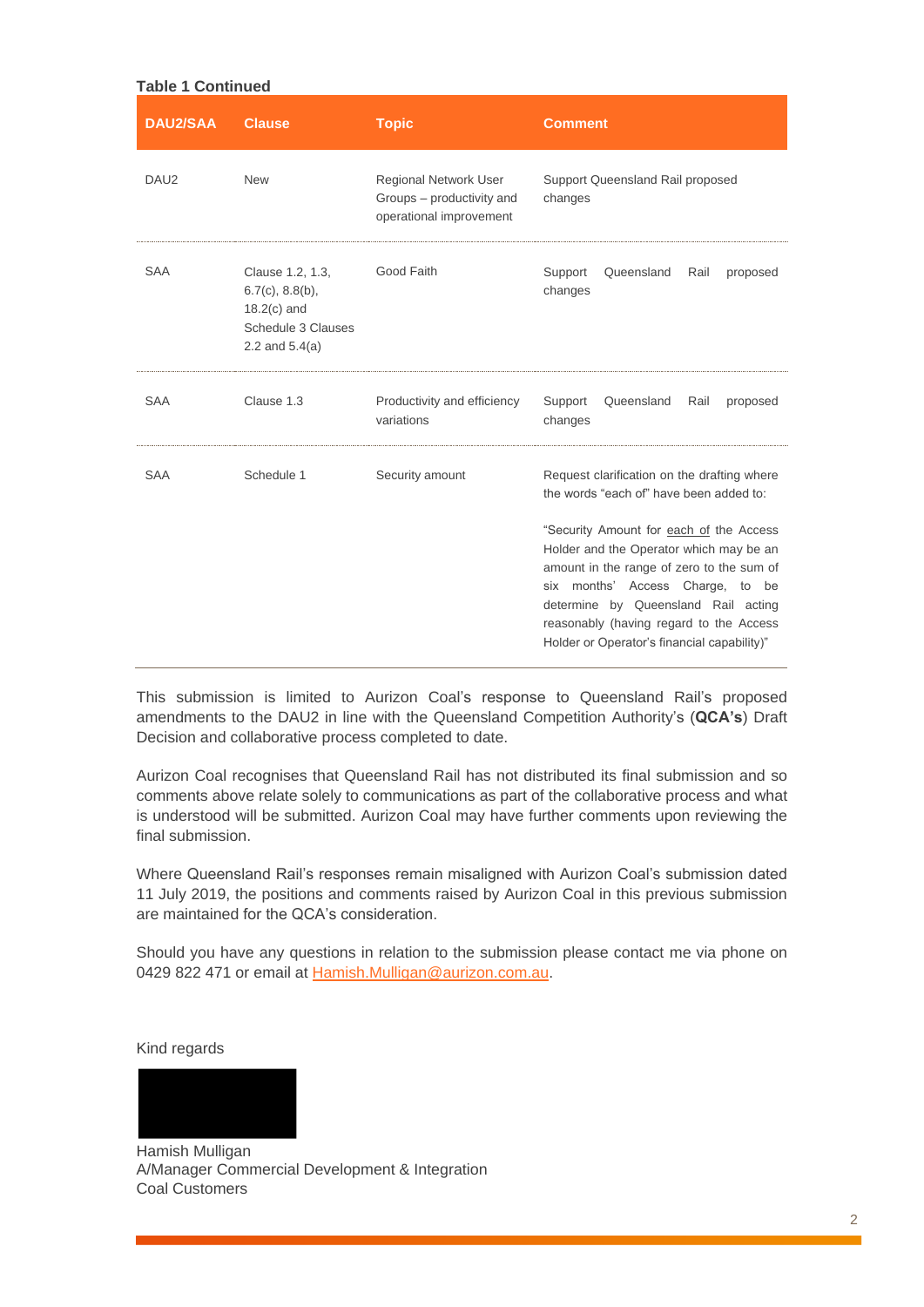**Table 1 Continued**

| DAU2/SAA | Clause | Topic | Comment |
|---|---|---|---|
| DAU2 | New | Regional Network User Groups – productivity and operational improvement | Support Queensland Rail proposed changes |
| SAA | Clause 1.2, 1.3, 6.7(c), 8.8(b), 18.2(c) and Schedule 3 Clauses 2.2 and 5.4(a) | Good Faith | Support Queensland Rail proposed changes |
| SAA | Clause 1.3 | Productivity and efficiency variations | Support Queensland Rail proposed changes |
| SAA | Schedule 1 | Security amount | Request clarification on the drafting where the words "each of" have been added to:<br><br>"Security Amount for <u>each of</u> the Access Holder and the Operator which may be an amount in the range of zero to the sum of six months' Access Charge, to be determine by Queensland Rail acting reasonably (having regard to the Access Holder or Operator's financial capability)" |

This submission is limited to Aurizon Coal's response to Queensland Rail's proposed amendments to the DAU2 in line with the Queensland Competition Authority's (**QCA's**) Draft Decision and collaborative process completed to date.

Aurizon Coal recognises that Queensland Rail has not distributed its final submission and so comments above relate solely to communications as part of the collaborative process and what is understood will be submitted. Aurizon Coal may have further comments upon reviewing the final submission.

Where Queensland Rail's responses remain misaligned with Aurizon Coal's submission dated 11 July 2019, the positions and comments raised by Aurizon Coal in this previous submission are maintained for the QCA's consideration.

Should you have any questions in relation to the submission please contact me via phone on 0429 822 471 or email at Hamish.Mulligan@aurizon.com.au.

Kind regards

Hamish Mulligan
A/Manager Commercial Development & Integration
Coal Customers